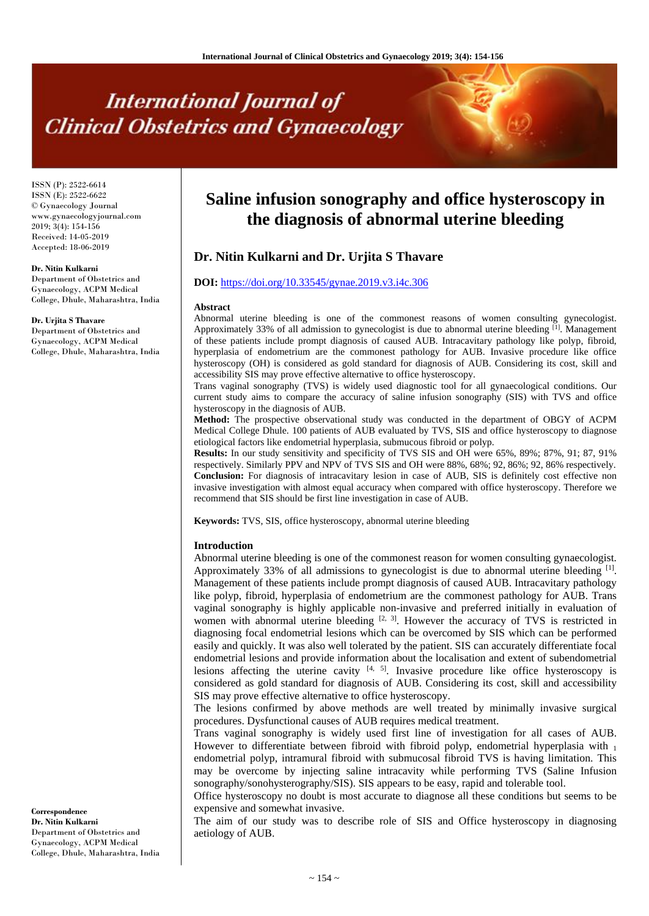# Saline infusion sonography and office hysteroscopy in the diagnosis of abnormal uterine bleeding

**Dr. Nitin Kulkarni and Dr. Urjita S Thavare**

ISSN (P): 2522-6614
ISSN (E): 2522-6622
© Gynaecology Journal
www.gynaecologyjournal.com
2019; 3(4): 154-156
Received: 14-05-2019
Accepted: 18-06-2019

**Dr. Nitin Kulkarni**
Department of Obstetrics and Gynaecology, ACPM Medical College, Dhule, Maharashtra, India

**Dr. Urjita S Thavare**
Department of Obstetrics and Gynaecology, ACPM Medical College, Dhule, Maharashtra, India

**Correspondence**
**Dr. Nitin Kulkarni**
Department of Obstetrics and Gynaecology, ACPM Medical College, Dhule, Maharashtra, India

**DOI:** https://doi.org/10.33545/gynae.2019.v3.i4c.306

**Abstract**

Abnormal uterine bleeding is one of the commonest reasons of women consulting gynecologist. Approximately 33% of all admission to gynecologist is due to abnormal uterine bleeding [1]. Management of these patients include prompt diagnosis of caused AUB. Intracavitary pathology like polyp, fibroid, hyperplasia of endometrium are the commonest pathology for AUB. Invasive procedure like office hysteroscopy (OH) is considered as gold standard for diagnosis of AUB. Considering its cost, skill and accessibility SIS may prove effective alternative to office hysteroscopy.

Trans vaginal sonography (TVS) is widely used diagnostic tool for all gynaecological conditions. Our current study aims to compare the accuracy of saline infusion sonography (SIS) with TVS and office hysteroscopy in the diagnosis of AUB.

**Method:** The prospective observational study was conducted in the department of OBGY of ACPM Medical College Dhule. 100 patients of AUB evaluated by TVS, SIS and office hysteroscopy to diagnose etiological factors like endometrial hyperplasia, submucous fibroid or polyp.

**Results:** In our study sensitivity and specificity of TVS SIS and OH were 65%, 89%; 87%, 91; 87, 91% respectively. Similarly PPV and NPV of TVS SIS and OH were 88%, 68%; 92, 86%; 92, 86% respectively.

**Conclusion:** For diagnosis of intracavitary lesion in case of AUB, SIS is definitely cost effective non invasive investigation with almost equal accuracy when compared with office hysteroscopy. Therefore we recommend that SIS should be first line investigation in case of AUB.

**Keywords:** TVS, SIS, office hysteroscopy, abnormal uterine bleeding

## Introduction

Abnormal uterine bleeding is one of the commonest reason for women consulting gynaecologist. Approximately 33% of all admissions to gynecologist is due to abnormal uterine bleeding [1]. Management of these patients include prompt diagnosis of caused AUB. Intracavitary pathology like polyp, fibroid, hyperplasia of endometrium are the commonest pathology for AUB. Trans vaginal sonography is highly applicable non-invasive and preferred initially in evaluation of women with abnormal uterine bleeding [2, 3]. However the accuracy of TVS is restricted in diagnosing focal endometrial lesions which can be overcomed by SIS which can be performed easily and quickly. It was also well tolerated by the patient. SIS can accurately differentiate focal endometrial lesions and provide information about the localisation and extent of subendometrial lesions affecting the uterine cavity [4, 5]. Invasive procedure like office hysteroscopy is considered as gold standard for diagnosis of AUB. Considering its cost, skill and accessibility SIS may prove effective alternative to office hysteroscopy.

The lesions confirmed by above methods are well treated by minimally invasive surgical procedures. Dysfunctional causes of AUB requires medical treatment.

Trans vaginal sonography is widely used first line of investigation for all cases of AUB. However to differentiate between fibroid with fibroid polyp, endometrial hyperplasia with endometrial polyp, intramural fibroid with submucosal fibroid TVS is having limitation. This may be overcome by injecting saline intracavity while performing TVS (Saline Infusion sonography/sonohysterography/SIS). SIS appears to be easy, rapid and tolerable tool.

Office hysteroscopy no doubt is most accurate to diagnose all these conditions but seems to be expensive and somewhat invasive.

The aim of our study was to describe role of SIS and Office hysteroscopy in diagnosing aetiology of AUB.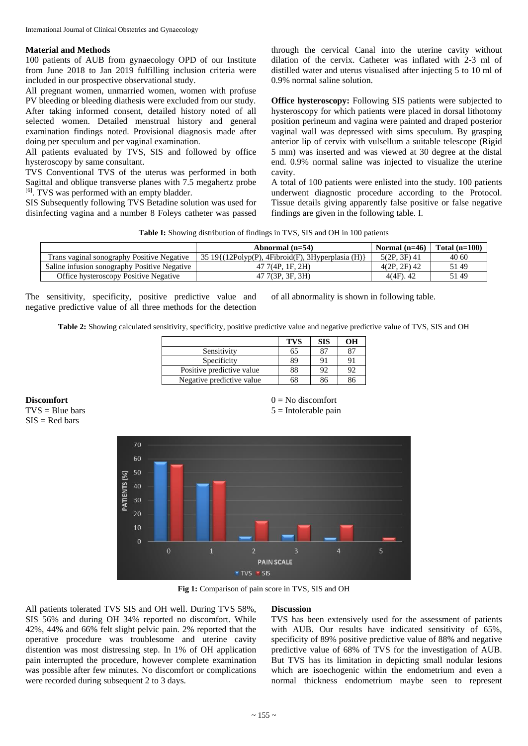## Material and Methods

100 patients of AUB from gynaecology OPD of our Institute from June 2018 to Jan 2019 fulfilling inclusion criteria were included in our prospective observational study.

All pregnant women, unmarried women, women with profuse PV bleeding or bleeding diathesis were excluded from our study. After taking informed consent, detailed history noted of all selected women. Detailed menstrual history and general examination findings noted. Provisional diagnosis made after doing per speculum and per vaginal examination.

All patients evaluated by TVS, SIS and followed by office hysteroscopy by same consultant.

TVS Conventional TVS of the uterus was performed in both Sagittal and oblique transverse planes with 7.5 megahertz probe [6]. TVS was performed with an empty bladder.

SIS Subsequently following TVS Betadine solution was used for disinfecting vagina and a number 8 Foleys catheter was passed through the cervical Canal into the uterine cavity without dilation of the cervix. Catheter was inflated with 2-3 ml of distilled water and uterus visualised after injecting 5 to 10 ml of 0.9% normal saline solution.

**Office hysteroscopy:** Following SIS patients were subjected to hysteroscopy for which patients were placed in dorsal lithotomy position perineum and vagina were painted and draped posterior vaginal wall was depressed with sims speculum. By grasping anterior lip of cervix with vulsellum a suitable telescope (Rigid 5 mm) was inserted and was viewed at 30 degree at the distal end. 0.9% normal saline was injected to visualize the uterine cavity.

A total of 100 patients were enlisted into the study. 100 patients underwent diagnostic procedure according to the Protocol. Tissue details giving apparently false positive or false negative findings are given in the following table. I.

**Table I:** Showing distribution of findings in TVS, SIS and OH in 100 patients

| | Abnormal (n=54) | Normal (n=46) | Total (n=100) |
|---|---|---|---|
| Trans vaginal sonography Positive Negative | 35 19{(12Polyp(P), 4Fibroid(F), 3Hyperplasia (H)} | 5(2P, 3F) 41 | 40 60 |
| Saline infusion sonography Positive Negative | 47 7(4P, 1F, 2H) | 4(2P, 2F) 42 | 51 49 |
| Office hysteroscopy Positive Negative | 47 7(3P, 3F, 3H) | 4(4F). 42 | 51 49 |

The sensitivity, specificity, positive predictive value and negative predictive value of all three methods for the detection of all abnormality is shown in following table.

**Table 2:** Showing calculated sensitivity, specificity, positive predictive value and negative predictive value of TVS, SIS and OH

| | TVS | SIS | OH |
|---|---|---|---|
| Sensitivity | 65 | 87 | 87 |
| Specificity | 89 | 91 | 91 |
| Positive predictive value | 88 | 92 | 92 |
| Negative predictive value | 68 | 86 | 86 |

**Discomfort**

TVS = Blue bars
SIS = Red bars

0 = No discomfort
5 = Intolerable pain

**Fig 1:** Comparison of pain score in TVS, SIS and OH

All patients tolerated TVS SIS and OH well. During TVS 58%, SIS 56% and during OH 34% reported no discomfort. While 42%, 44% and 66% felt slight pelvic pain. 2% reported that the operative procedure was troublesome and uterine cavity distention was most distressing step. In 1% of OH application pain interrupted the procedure, however complete examination was possible after few minutes. No discomfort or complications were recorded during subsequent 2 to 3 days.

## Discussion

TVS has been extensively used for the assessment of patients with AUB. Our results have indicated sensitivity of 65%, specificity of 89% positive predictive value of 88% and negative predictive value of 68% of TVS for the investigation of AUB. But TVS has its limitation in depicting small nodular lesions which are isoechogenic within the endometrium and even a normal thickness endometrium maybe seen to represent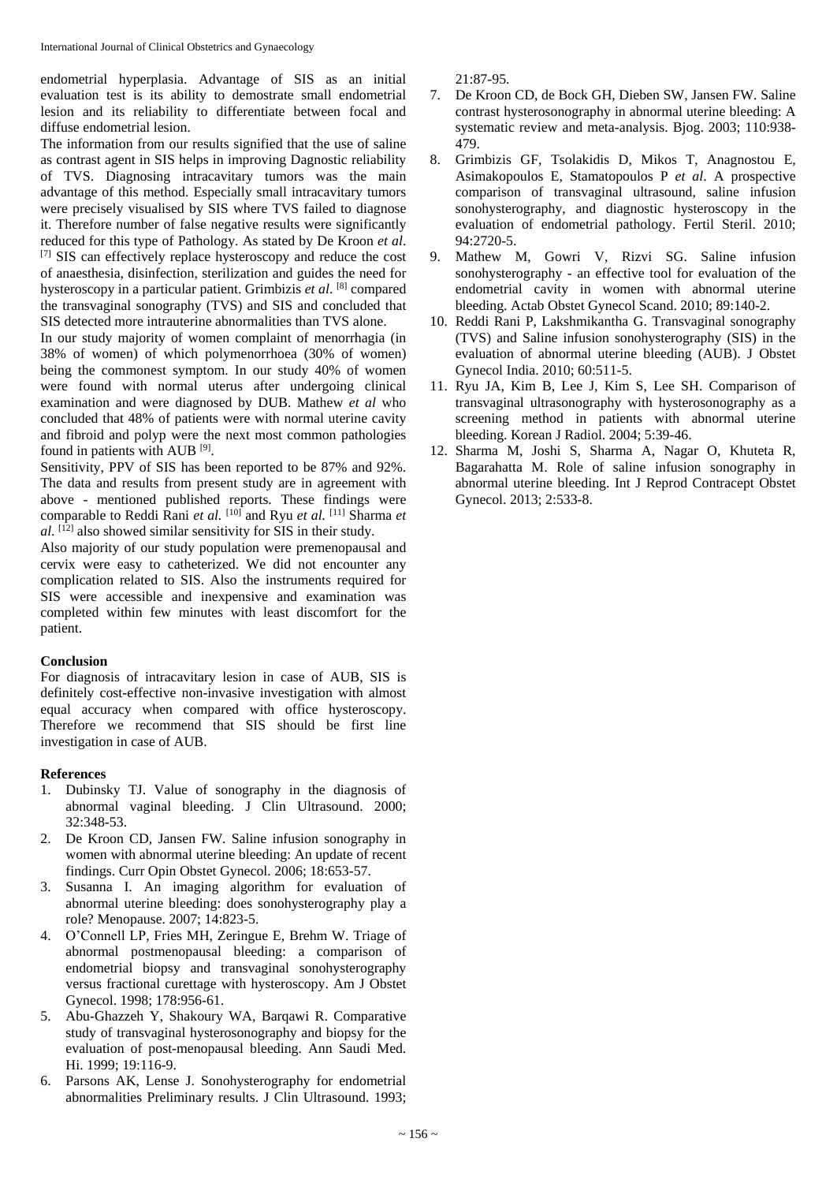endometrial hyperplasia. Advantage of SIS as an initial evaluation test is its ability to demostrate small endometrial lesion and its reliability to differentiate between focal and diffuse endometrial lesion.

The information from our results signified that the use of saline as contrast agent in SIS helps in improving Dagnostic reliability of TVS. Diagnosing intracavitary tumors was the main advantage of this method. Especially small intracavitary tumors were precisely visualised by SIS where TVS failed to diagnose it. Therefore number of false negative results were significantly reduced for this type of Pathology. As stated by De Kroon *et al*. [7] SIS can effectively replace hysteroscopy and reduce the cost of anaesthesia, disinfection, sterilization and guides the need for hysteroscopy in a particular patient. Grimbizis *et al*. [8] compared the transvaginal sonography (TVS) and SIS and concluded that SIS detected more intrauterine abnormalities than TVS alone.

In our study majority of women complaint of menorrhagia (in 38% of women) of which polymenorrhoea (30% of women) being the commonest symptom. In our study 40% of women were found with normal uterus after undergoing clinical examination and were diagnosed by DUB. Mathew *et al* who concluded that 48% of patients were with normal uterine cavity and fibroid and polyp were the next most common pathologies found in patients with AUB [9].

Sensitivity, PPV of SIS has been reported to be 87% and 92%. The data and results from present study are in agreement with above - mentioned published reports. These findings were comparable to Reddi Rani *et al.* [10] and Ryu *et al.* [11] Sharma *et al.* [12] also showed similar sensitivity for SIS in their study.

Also majority of our study population were premenopausal and cervix were easy to catheterized. We did not encounter any complication related to SIS. Also the instruments required for SIS were accessible and inexpensive and examination was completed within few minutes with least discomfort for the patient.

## Conclusion

For diagnosis of intracavitary lesion in case of AUB, SIS is definitely cost-effective non-invasive investigation with almost equal accuracy when compared with office hysteroscopy. Therefore we recommend that SIS should be first line investigation in case of AUB.

## References

1. Dubinsky TJ. Value of sonography in the diagnosis of abnormal vaginal bleeding. J Clin Ultrasound. 2000; 32:348-53.
2. De Kroon CD, Jansen FW. Saline infusion sonography in women with abnormal uterine bleeding: An update of recent findings. Curr Opin Obstet Gynecol. 2006; 18:653-57.
3. Susanna I. An imaging algorithm for evaluation of abnormal uterine bleeding: does sonohysterography play a role? Menopause. 2007; 14:823-5.
4. O'Connell LP, Fries MH, Zeringue E, Brehm W. Triage of abnormal postmenopausal bleeding: a comparison of endometrial biopsy and transvaginal sonohysterography versus fractional curettage with hysteroscopy. Am J Obstet Gynecol. 1998; 178:956-61.
5. Abu-Ghazzeh Y, Shakoury WA, Barqawi R. Comparative study of transvaginal hysterosonography and biopsy for the evaluation of post-menopausal bleeding. Ann Saudi Med. Hi. 1999; 19:116-9.
6. Parsons AK, Lense J. Sonohysterography for endometrial abnormalities Preliminary results. J Clin Ultrasound. 1993; 21:87-95.
7. De Kroon CD, de Bock GH, Dieben SW, Jansen FW. Saline contrast hysterosonography in abnormal uterine bleeding: A systematic review and meta-analysis. Bjog. 2003; 110:938-479.
8. Grimbizis GF, Tsolakidis D, Mikos T, Anagnostou E, Asimakopoulos E, Stamatopoulos P *et al*. A prospective comparison of transvaginal ultrasound, saline infusion sonohysterography, and diagnostic hysteroscopy in the evaluation of endometrial pathology. Fertil Steril. 2010; 94:2720-5.
9. Mathew M, Gowri V, Rizvi SG. Saline infusion sonohysterography - an effective tool for evaluation of the endometrial cavity in women with abnormal uterine bleeding. Actab Obstet Gynecol Scand. 2010; 89:140-2.
10. Reddi Rani P, Lakshmikantha G. Transvaginal sonography (TVS) and Saline infusion sonohysterography (SIS) in the evaluation of abnormal uterine bleeding (AUB). J Obstet Gynecol India. 2010; 60:511-5.
11. Ryu JA, Kim B, Lee J, Kim S, Lee SH. Comparison of transvaginal ultrasonography with hysterosonography as a screening method in patients with abnormal uterine bleeding. Korean J Radiol. 2004; 5:39-46.
12. Sharma M, Joshi S, Sharma A, Nagar O, Khuteta R, Bagarahatta M. Role of saline infusion sonography in abnormal uterine bleeding. Int J Reprod Contracept Obstet Gynecol. 2013; 2:533-8.